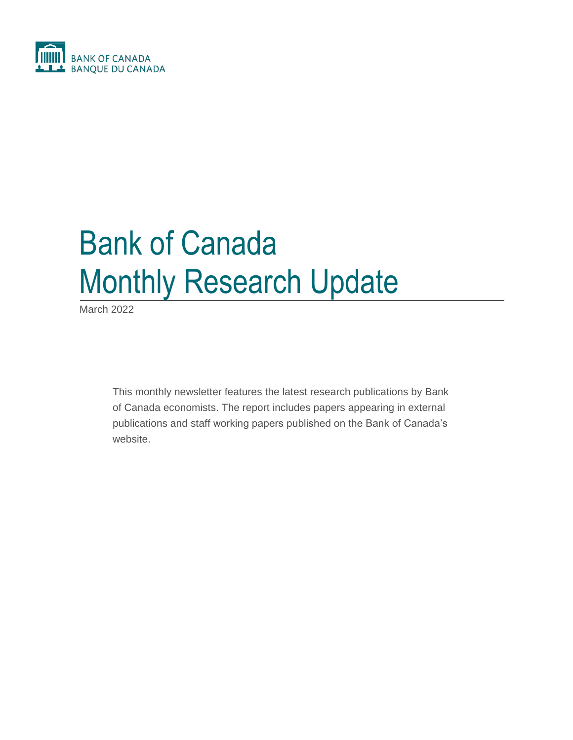BANK OF CANADA
BANQUE DU CANADA

# Bank of Canada Monthly Research Update

March 2022

This monthly newsletter features the latest research publications by Bank of Canada economists. The report includes papers appearing in external publications and staff working papers published on the Bank of Canada's website.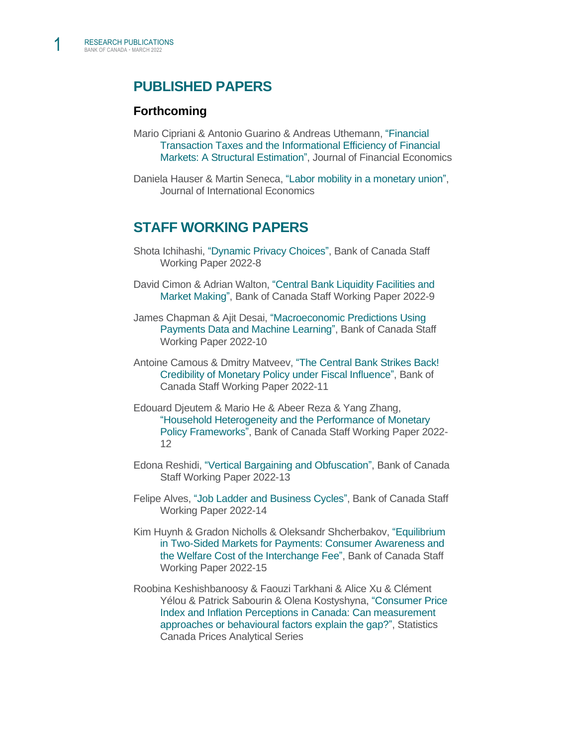# PUBLISHED PAPERS

## Forthcoming

Mario Cipriani & Antonio Guarino & Andreas Uthemann, "Financial Transaction Taxes and the Informational Efficiency of Financial Markets: A Structural Estimation", Journal of Financial Economics

Daniela Hauser & Martin Seneca, "Labor mobility in a monetary union", Journal of International Economics

# STAFF WORKING PAPERS

Shota Ichihashi, "Dynamic Privacy Choices", Bank of Canada Staff Working Paper 2022-8

David Cimon & Adrian Walton, "Central Bank Liquidity Facilities and Market Making", Bank of Canada Staff Working Paper 2022-9

James Chapman & Ajit Desai, "Macroeconomic Predictions Using Payments Data and Machine Learning", Bank of Canada Staff Working Paper 2022-10

Antoine Camous & Dmitry Matveev, "The Central Bank Strikes Back! Credibility of Monetary Policy under Fiscal Influence", Bank of Canada Staff Working Paper 2022-11

Edouard Djeutem & Mario He & Abeer Reza & Yang Zhang, "Household Heterogeneity and the Performance of Monetary Policy Frameworks", Bank of Canada Staff Working Paper 2022-12

Edona Reshidi, "Vertical Bargaining and Obfuscation", Bank of Canada Staff Working Paper 2022-13

Felipe Alves, "Job Ladder and Business Cycles", Bank of Canada Staff Working Paper 2022-14

Kim Huynh & Gradon Nicholls & Oleksandr Shcherbakov, "Equilibrium in Two-Sided Markets for Payments: Consumer Awareness and the Welfare Cost of the Interchange Fee", Bank of Canada Staff Working Paper 2022-15

Roobina Keshishbanoosy & Faouzi Tarkhani & Alice Xu & Clément Yélou & Patrick Sabourin & Olena Kostyshyna, "Consumer Price Index and Inflation Perceptions in Canada: Can measurement approaches or behavioural factors explain the gap?", Statistics Canada Prices Analytical Series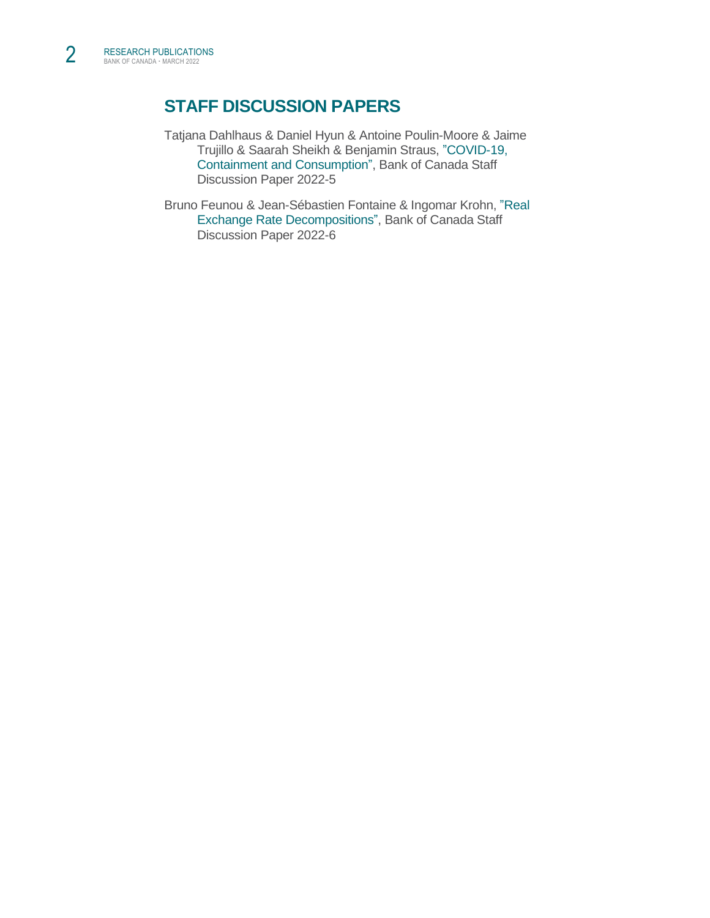## STAFF DISCUSSION PAPERS

Tatjana Dahlhaus & Daniel Hyun & Antoine Poulin-Moore & Jaime Trujillo & Saarah Sheikh & Benjamin Straus, ”COVID-19, Containment and Consumption”, Bank of Canada Staff Discussion Paper 2022-5

Bruno Feunou & Jean-Sébastien Fontaine & Ingomar Krohn, ”Real Exchange Rate Decompositions”, Bank of Canada Staff Discussion Paper 2022-6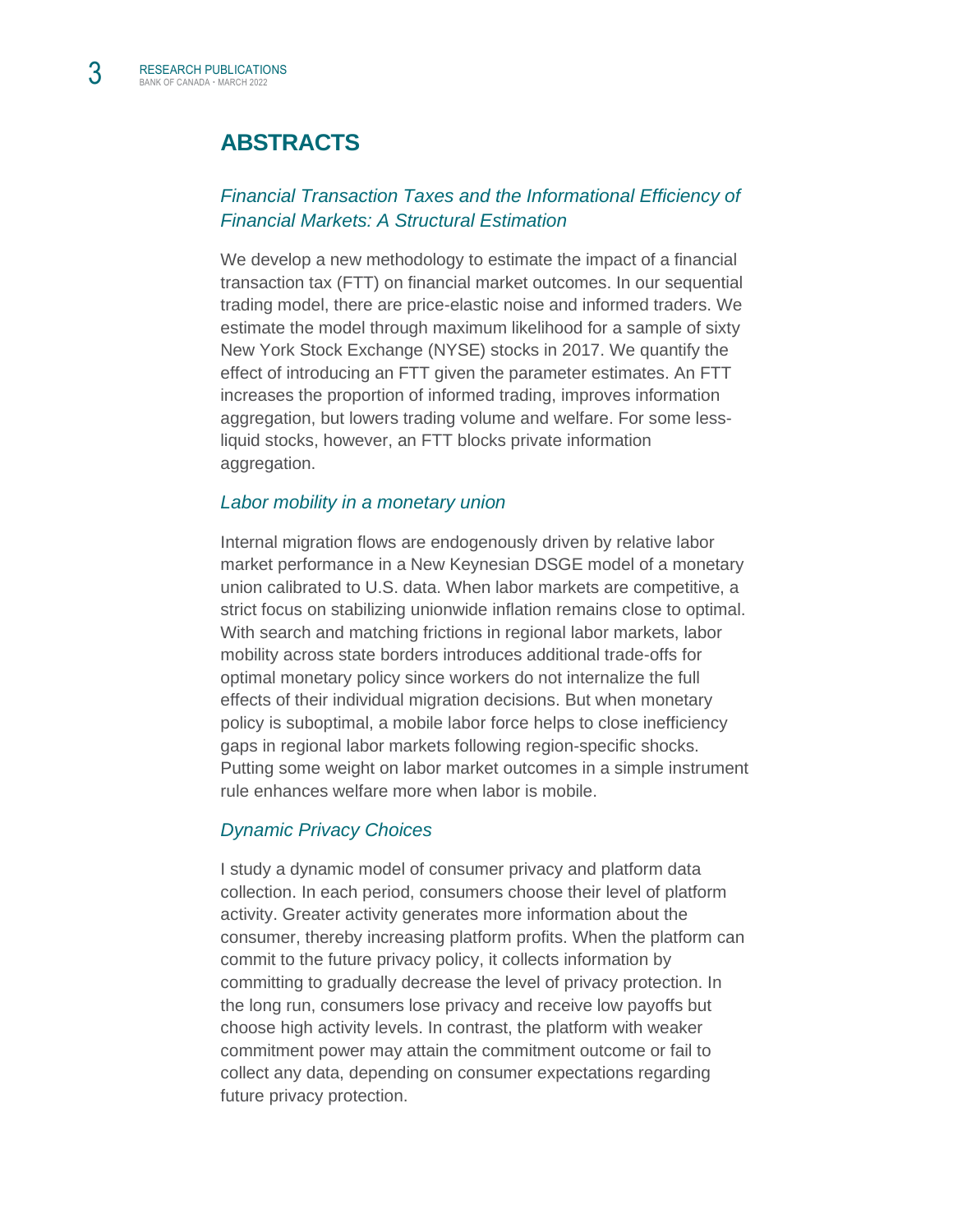## ABSTRACTS

### *Financial Transaction Taxes and the Informational Efficiency of Financial Markets: A Structural Estimation*

We develop a new methodology to estimate the impact of a financial transaction tax (FTT) on financial market outcomes. In our sequential trading model, there are price-elastic noise and informed traders. We estimate the model through maximum likelihood for a sample of sixty New York Stock Exchange (NYSE) stocks in 2017. We quantify the effect of introducing an FTT given the parameter estimates. An FTT increases the proportion of informed trading, improves information aggregation, but lowers trading volume and welfare. For some less-liquid stocks, however, an FTT blocks private information aggregation.

### *Labor mobility in a monetary union*

Internal migration flows are endogenously driven by relative labor market performance in a New Keynesian DSGE model of a monetary union calibrated to U.S. data. When labor markets are competitive, a strict focus on stabilizing unionwide inflation remains close to optimal. With search and matching frictions in regional labor markets, labor mobility across state borders introduces additional trade-offs for optimal monetary policy since workers do not internalize the full effects of their individual migration decisions. But when monetary policy is suboptimal, a mobile labor force helps to close inefficiency gaps in regional labor markets following region-specific shocks. Putting some weight on labor market outcomes in a simple instrument rule enhances welfare more when labor is mobile.

### *Dynamic Privacy Choices*

I study a dynamic model of consumer privacy and platform data collection. In each period, consumers choose their level of platform activity. Greater activity generates more information about the consumer, thereby increasing platform profits. When the platform can commit to the future privacy policy, it collects information by committing to gradually decrease the level of privacy protection. In the long run, consumers lose privacy and receive low payoffs but choose high activity levels. In contrast, the platform with weaker commitment power may attain the commitment outcome or fail to collect any data, depending on consumer expectations regarding future privacy protection.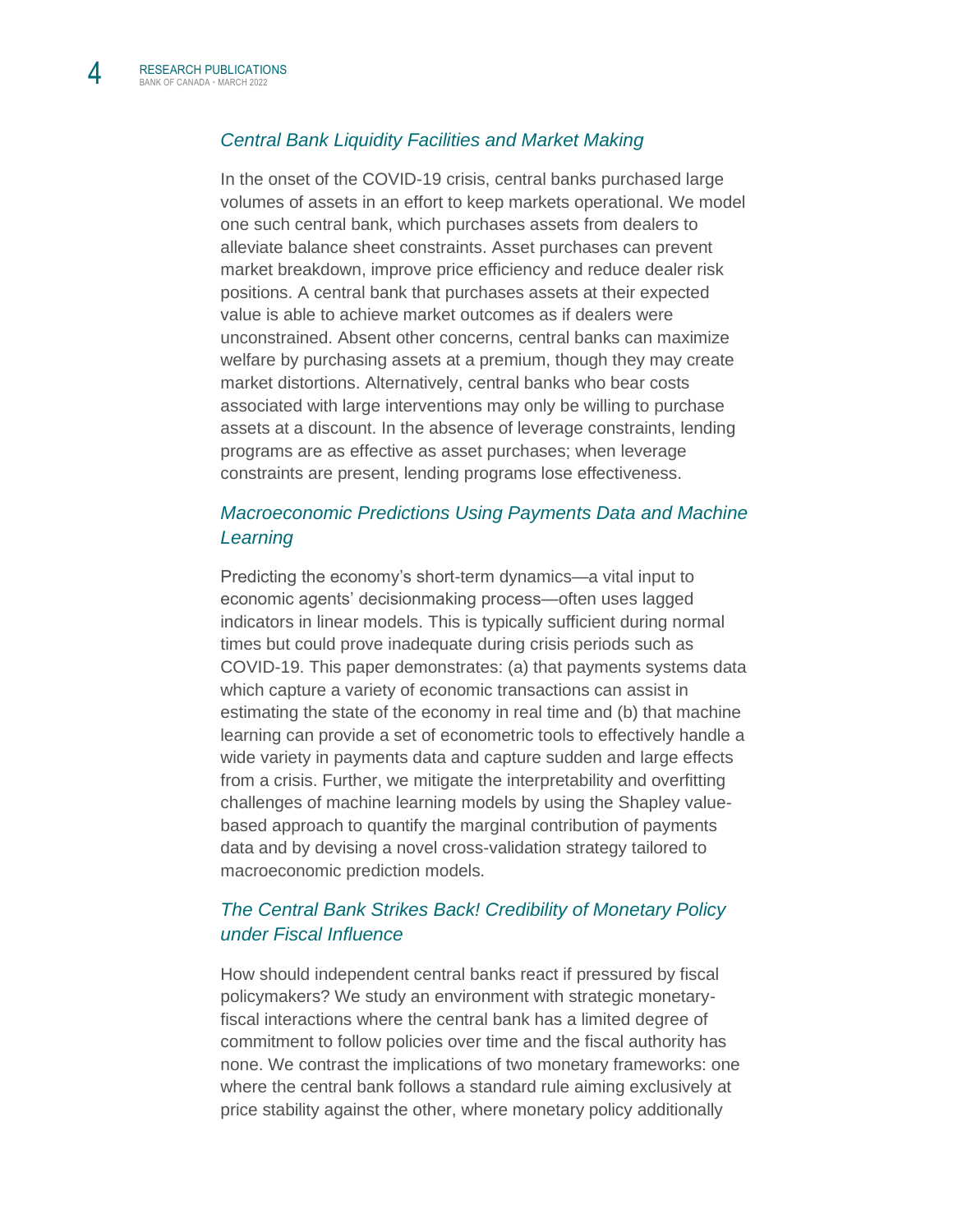### *Central Bank Liquidity Facilities and Market Making*

In the onset of the COVID-19 crisis, central banks purchased large volumes of assets in an effort to keep markets operational. We model one such central bank, which purchases assets from dealers to alleviate balance sheet constraints. Asset purchases can prevent market breakdown, improve price efficiency and reduce dealer risk positions. A central bank that purchases assets at their expected value is able to achieve market outcomes as if dealers were unconstrained. Absent other concerns, central banks can maximize welfare by purchasing assets at a premium, though they may create market distortions. Alternatively, central banks who bear costs associated with large interventions may only be willing to purchase assets at a discount. In the absence of leverage constraints, lending programs are as effective as asset purchases; when leverage constraints are present, lending programs lose effectiveness.

### *Macroeconomic Predictions Using Payments Data and Machine Learning*

Predicting the economy's short-term dynamics—a vital input to economic agents' decisionmaking process—often uses lagged indicators in linear models. This is typically sufficient during normal times but could prove inadequate during crisis periods such as COVID-19. This paper demonstrates: (a) that payments systems data which capture a variety of economic transactions can assist in estimating the state of the economy in real time and (b) that machine learning can provide a set of econometric tools to effectively handle a wide variety in payments data and capture sudden and large effects from a crisis. Further, we mitigate the interpretability and overfitting challenges of machine learning models by using the Shapley value-based approach to quantify the marginal contribution of payments data and by devising a novel cross-validation strategy tailored to macroeconomic prediction models.

### *The Central Bank Strikes Back! Credibility of Monetary Policy under Fiscal Influence*

How should independent central banks react if pressured by fiscal policymakers? We study an environment with strategic monetary-fiscal interactions where the central bank has a limited degree of commitment to follow policies over time and the fiscal authority has none. We contrast the implications of two monetary frameworks: one where the central bank follows a standard rule aiming exclusively at price stability against the other, where monetary policy additionally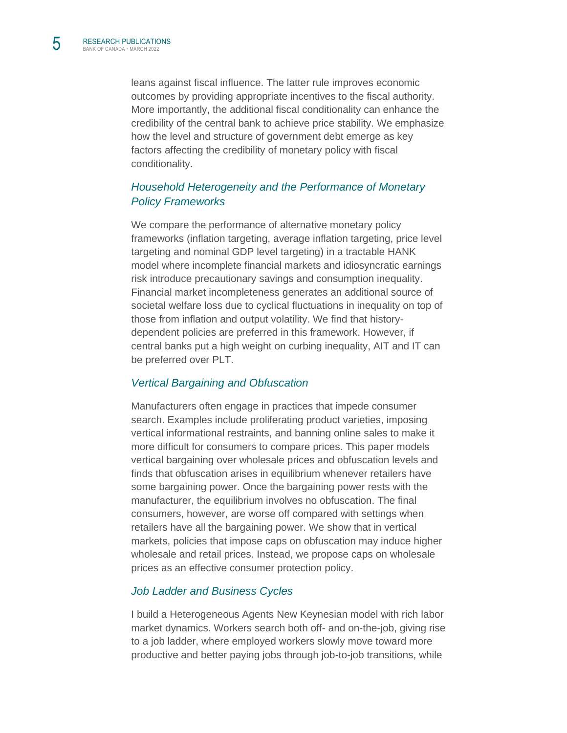leans against fiscal influence. The latter rule improves economic outcomes by providing appropriate incentives to the fiscal authority. More importantly, the additional fiscal conditionality can enhance the credibility of the central bank to achieve price stability. We emphasize how the level and structure of government debt emerge as key factors affecting the credibility of monetary policy with fiscal conditionality.

### *Household Heterogeneity and the Performance of Monetary Policy Frameworks*

We compare the performance of alternative monetary policy frameworks (inflation targeting, average inflation targeting, price level targeting and nominal GDP level targeting) in a tractable HANK model where incomplete financial markets and idiosyncratic earnings risk introduce precautionary savings and consumption inequality. Financial market incompleteness generates an additional source of societal welfare loss due to cyclical fluctuations in inequality on top of those from inflation and output volatility. We find that history-dependent policies are preferred in this framework. However, if central banks put a high weight on curbing inequality, AIT and IT can be preferred over PLT.

### *Vertical Bargaining and Obfuscation*

Manufacturers often engage in practices that impede consumer search. Examples include proliferating product varieties, imposing vertical informational restraints, and banning online sales to make it more difficult for consumers to compare prices. This paper models vertical bargaining over wholesale prices and obfuscation levels and finds that obfuscation arises in equilibrium whenever retailers have some bargaining power. Once the bargaining power rests with the manufacturer, the equilibrium involves no obfuscation. The final consumers, however, are worse off compared with settings when retailers have all the bargaining power. We show that in vertical markets, policies that impose caps on obfuscation may induce higher wholesale and retail prices. Instead, we propose caps on wholesale prices as an effective consumer protection policy.

### *Job Ladder and Business Cycles*

I build a Heterogeneous Agents New Keynesian model with rich labor market dynamics. Workers search both off- and on-the-job, giving rise to a job ladder, where employed workers slowly move toward more productive and better paying jobs through job-to-job transitions, while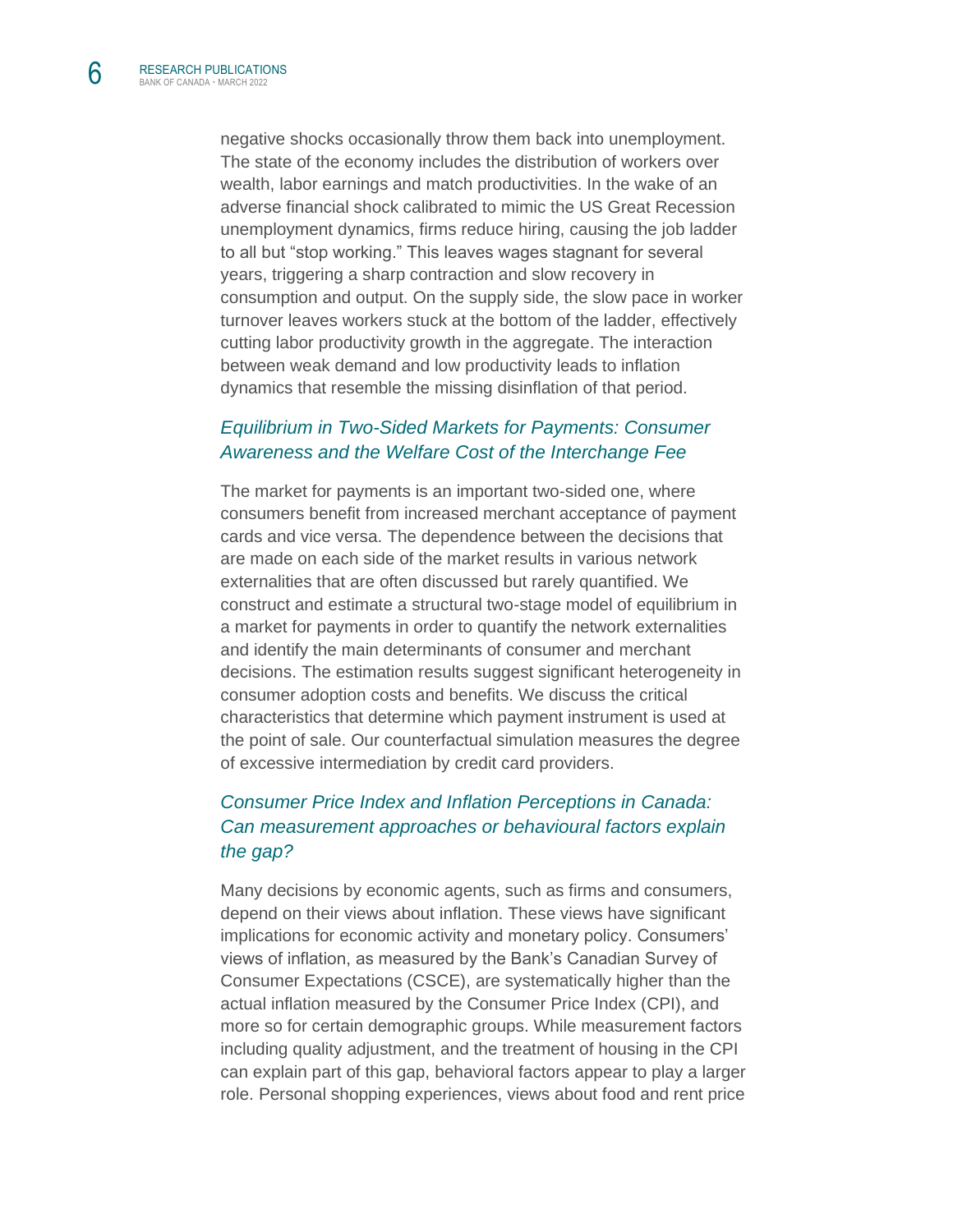negative shocks occasionally throw them back into unemployment. The state of the economy includes the distribution of workers over wealth, labor earnings and match productivities. In the wake of an adverse financial shock calibrated to mimic the US Great Recession unemployment dynamics, firms reduce hiring, causing the job ladder to all but "stop working." This leaves wages stagnant for several years, triggering a sharp contraction and slow recovery in consumption and output. On the supply side, the slow pace in worker turnover leaves workers stuck at the bottom of the ladder, effectively cutting labor productivity growth in the aggregate. The interaction between weak demand and low productivity leads to inflation dynamics that resemble the missing disinflation of that period.

### *Equilibrium in Two-Sided Markets for Payments: Consumer Awareness and the Welfare Cost of the Interchange Fee*

The market for payments is an important two-sided one, where consumers benefit from increased merchant acceptance of payment cards and vice versa. The dependence between the decisions that are made on each side of the market results in various network externalities that are often discussed but rarely quantified. We construct and estimate a structural two-stage model of equilibrium in a market for payments in order to quantify the network externalities and identify the main determinants of consumer and merchant decisions. The estimation results suggest significant heterogeneity in consumer adoption costs and benefits. We discuss the critical characteristics that determine which payment instrument is used at the point of sale. Our counterfactual simulation measures the degree of excessive intermediation by credit card providers.

### *Consumer Price Index and Inflation Perceptions in Canada: Can measurement approaches or behavioural factors explain the gap?*

Many decisions by economic agents, such as firms and consumers, depend on their views about inflation. These views have significant implications for economic activity and monetary policy. Consumers' views of inflation, as measured by the Bank's Canadian Survey of Consumer Expectations (CSCE), are systematically higher than the actual inflation measured by the Consumer Price Index (CPI), and more so for certain demographic groups. While measurement factors including quality adjustment, and the treatment of housing in the CPI can explain part of this gap, behavioral factors appear to play a larger role. Personal shopping experiences, views about food and rent price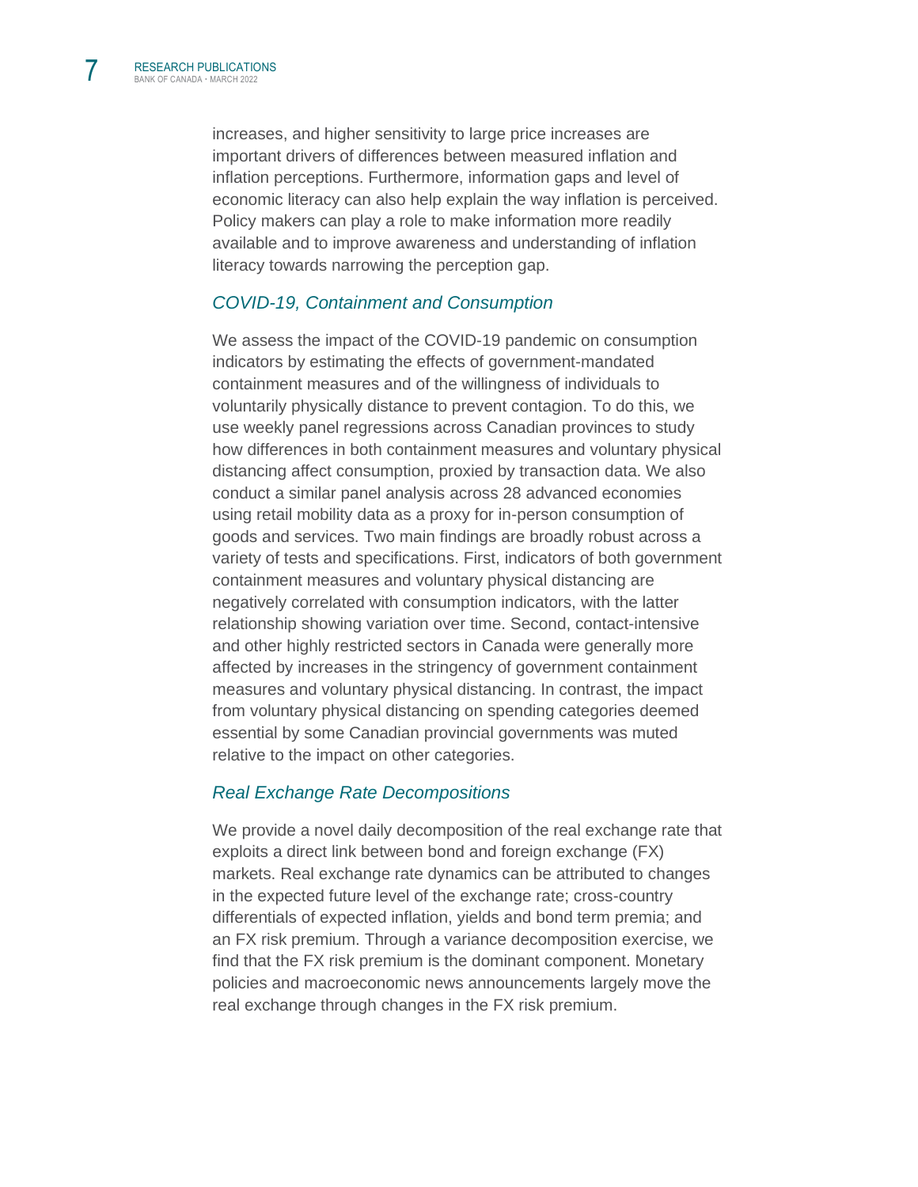increases, and higher sensitivity to large price increases are important drivers of differences between measured inflation and inflation perceptions. Furthermore, information gaps and level of economic literacy can also help explain the way inflation is perceived. Policy makers can play a role to make information more readily available and to improve awareness and understanding of inflation literacy towards narrowing the perception gap.

### *COVID-19, Containment and Consumption*

We assess the impact of the COVID-19 pandemic on consumption indicators by estimating the effects of government-mandated containment measures and of the willingness of individuals to voluntarily physically distance to prevent contagion. To do this, we use weekly panel regressions across Canadian provinces to study how differences in both containment measures and voluntary physical distancing affect consumption, proxied by transaction data. We also conduct a similar panel analysis across 28 advanced economies using retail mobility data as a proxy for in-person consumption of goods and services. Two main findings are broadly robust across a variety of tests and specifications. First, indicators of both government containment measures and voluntary physical distancing are negatively correlated with consumption indicators, with the latter relationship showing variation over time. Second, contact-intensive and other highly restricted sectors in Canada were generally more affected by increases in the stringency of government containment measures and voluntary physical distancing. In contrast, the impact from voluntary physical distancing on spending categories deemed essential by some Canadian provincial governments was muted relative to the impact on other categories.

### *Real Exchange Rate Decompositions*

We provide a novel daily decomposition of the real exchange rate that exploits a direct link between bond and foreign exchange (FX) markets. Real exchange rate dynamics can be attributed to changes in the expected future level of the exchange rate; cross-country differentials of expected inflation, yields and bond term premia; and an FX risk premium. Through a variance decomposition exercise, we find that the FX risk premium is the dominant component. Monetary policies and macroeconomic news announcements largely move the real exchange through changes in the FX risk premium.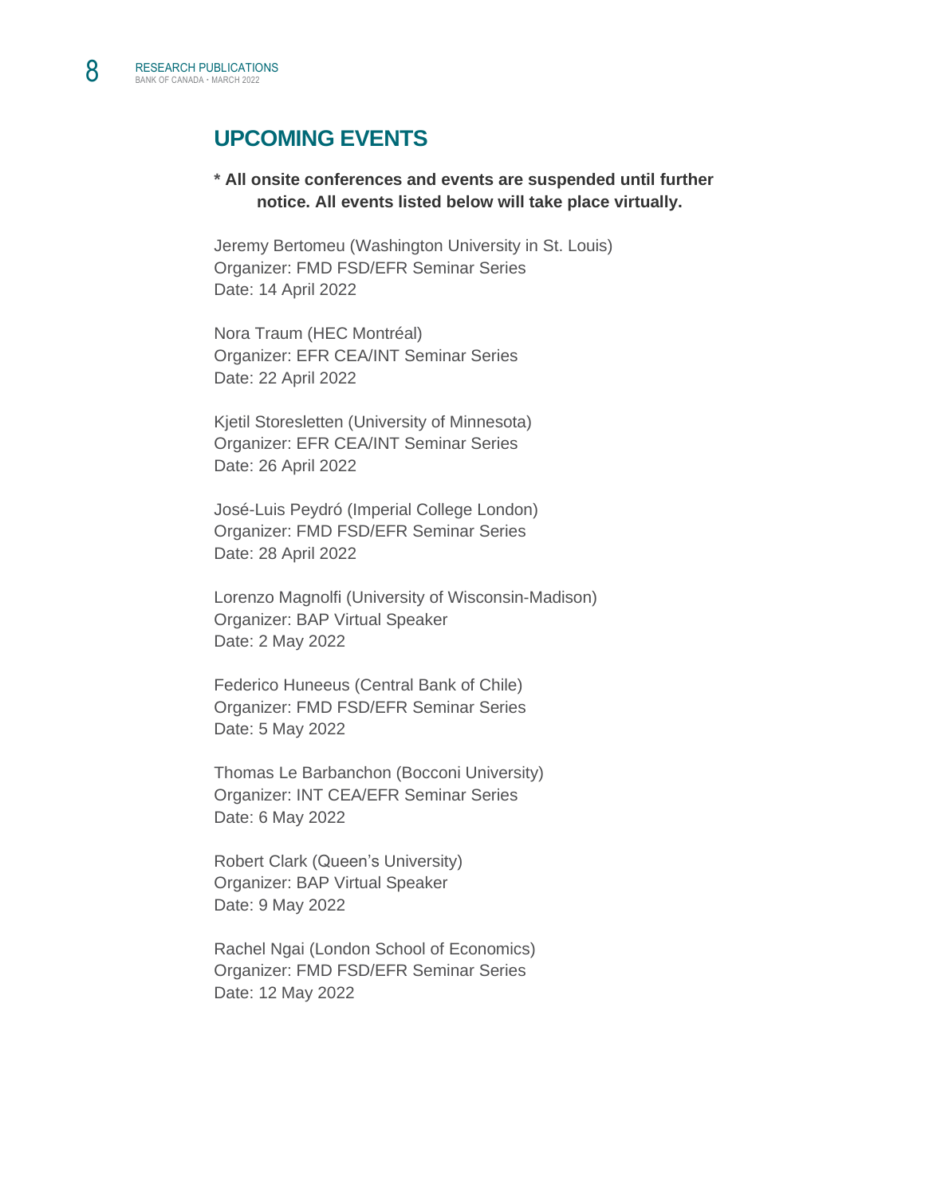## UPCOMING EVENTS

**\* All onsite conferences and events are suspended until further notice. All events listed below will take place virtually.**

Jeremy Bertomeu (Washington University in St. Louis)
Organizer: FMD FSD/EFR Seminar Series
Date: 14 April 2022

Nora Traum (HEC Montréal)
Organizer: EFR CEA/INT Seminar Series
Date: 22 April 2022

Kjetil Storesletten (University of Minnesota)
Organizer: EFR CEA/INT Seminar Series
Date: 26 April 2022

José-Luis Peydró (Imperial College London)
Organizer: FMD FSD/EFR Seminar Series
Date: 28 April 2022

Lorenzo Magnolfi (University of Wisconsin-Madison)
Organizer: BAP Virtual Speaker
Date: 2 May 2022

Federico Huneeus (Central Bank of Chile)
Organizer: FMD FSD/EFR Seminar Series
Date: 5 May 2022

Thomas Le Barbanchon (Bocconi University)
Organizer: INT CEA/EFR Seminar Series
Date: 6 May 2022

Robert Clark (Queen's University)
Organizer: BAP Virtual Speaker
Date: 9 May 2022

Rachel Ngai (London School of Economics)
Organizer: FMD FSD/EFR Seminar Series
Date: 12 May 2022